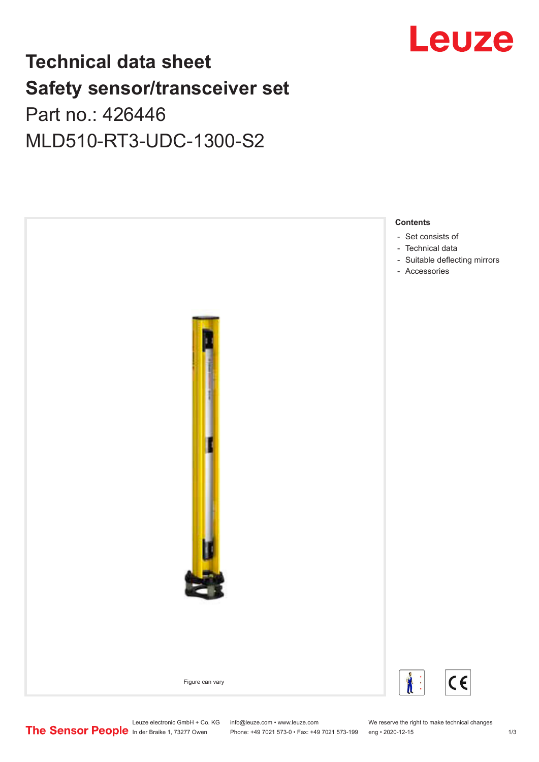# Technical data sheet
# Safety sensor/transceiver set

## Part no.: 426446

## MLD510-RT3-UDC-1300-S2

Figure can vary

**Contents**

- Set consists of
- Technical data
- Suitable deflecting mirrors
- Accessories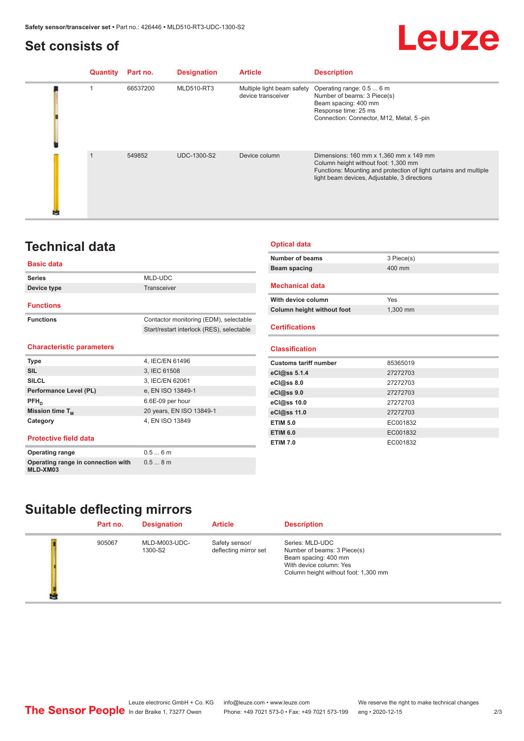## Set consists of

| Quantity | Part no. | Designation | Article | Description |
| --- | --- | --- | --- | --- |
| 1 | 66537200 | MLD510-RT3 | Multiple light beam safety device transceiver | Operating range: 0.5 ... 6 m<br>Number of beams: 3 Piece(s)<br>Beam spacing: 400 mm<br>Response time: 25 ms<br>Connection: Connector, M12, Metal, 5 -pin |
| 1 | 549852 | UDC-1300-S2 | Device column | Dimensions: 160 mm x 1,360 mm x 149 mm<br>Column height without foot: 1,300 mm<br>Functions: Mounting and protection of light curtains and multiple light beam devices, Adjustable, 3 directions |

## Technical data

### Basic data

| | |
| --- | --- |
| **Series** | MLD-UDC |
| **Device type** | Transceiver |

### Functions

| | |
| --- | --- |
| **Functions** | Contactor monitoring (EDM), selectable |
| | Start/restart interlock (RES), selectable |

### Characteristic parameters

| | |
| --- | --- |
| **Type** | 4, IEC/EN 61496 |
| **SIL** | 3, IEC 61508 |
| **SILCL** | 3, IEC/EN 62061 |
| **Performance Level (PL)** | e, EN ISO 13849-1 |
| **$PFH_D$** | 6.6E-09 per hour |
| **Mission time $T_M$** | 20 years, EN ISO 13849-1 |
| **Category** | 4, EN ISO 13849 |

### Protective field data

| | |
| --- | --- |
| **Operating range** | 0.5 ... 6 m |
| **Operating range in connection with MLD-XM03** | 0.5 ... 8 m |

### Optical data

| | |
| --- | --- |
| **Number of beams** | 3 Piece(s) |
| **Beam spacing** | 400 mm |

### Mechanical data

| | |
| --- | --- |
| **With device column** | Yes |
| **Column height without foot** | 1,300 mm |

### Certifications

### Classification

| | |
| --- | --- |
| **Customs tariff number** | 85365019 |
| **eCl@ss 5.1.4** | 27272703 |
| **eCl@ss 8.0** | 27272703 |
| **eCl@ss 9.0** | 27272703 |
| **eCl@ss 10.0** | 27272703 |
| **eCl@ss 11.0** | 27272703 |
| **ETIM 5.0** | EC001832 |
| **ETIM 6.0** | EC001832 |
| **ETIM 7.0** | EC001832 |

## Suitable deflecting mirrors

| Part no. | Designation | Article | Description |
| --- | --- | --- | --- |
| 905067 | MLD-M003-UDC-1300-S2 | Safety sensor/ deflecting mirror set | Series: MLD-UDC<br>Number of beams: 3 Piece(s)<br>Beam spacing: 400 mm<br>With device column: Yes<br>Column height without foot: 1,300 mm |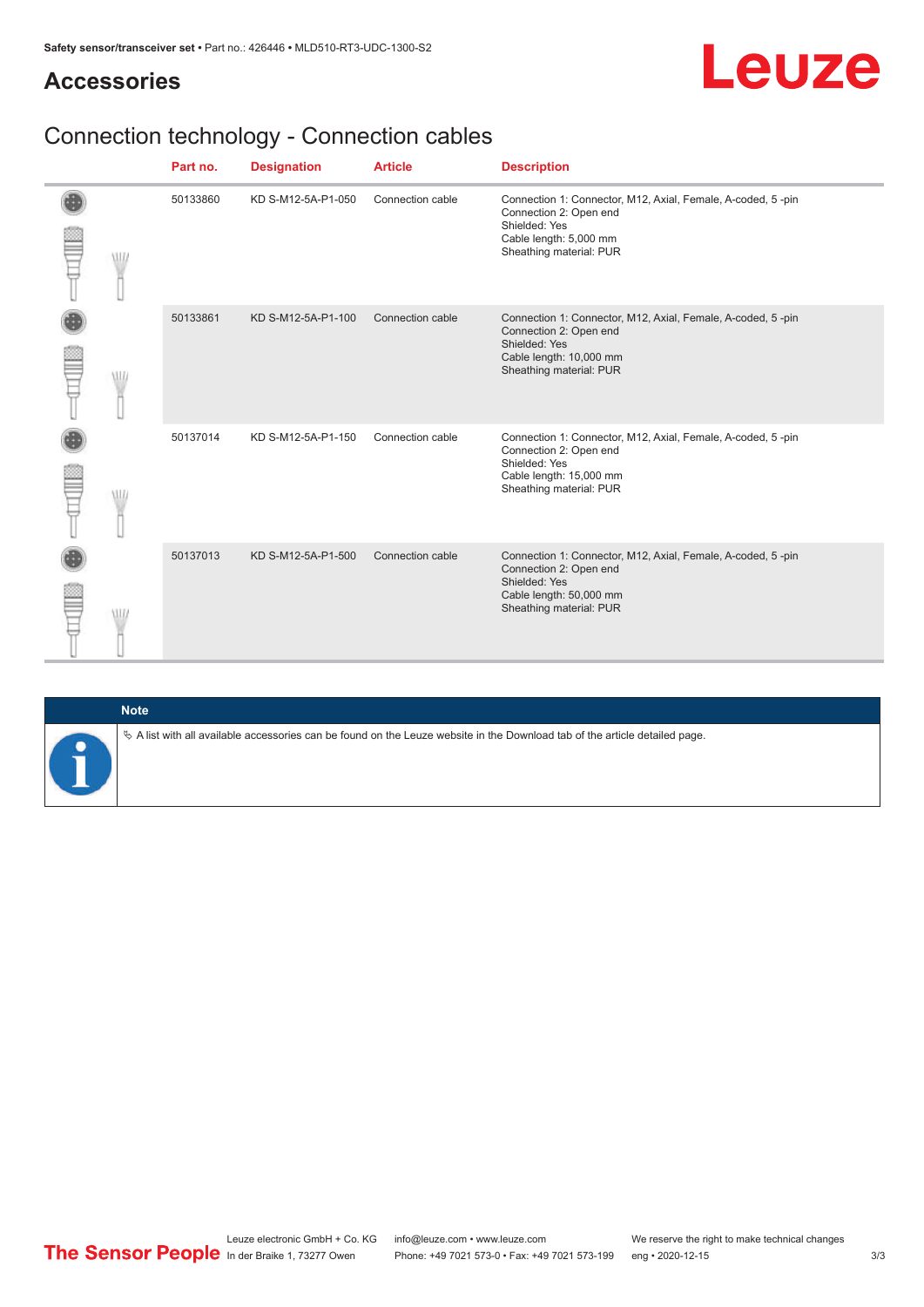## Accessories

# Connection technology - Connection cables

| | Part no. | Designation | Article | Description |
|---|---|---|---|---|
| | 50133860 | KD S-M12-5A-P1-050 | Connection cable | Connection 1: Connector, M12, Axial, Female, A-coded, 5 -pin<br>Connection 2: Open end<br>Shielded: Yes<br>Cable length: 5,000 mm<br>Sheathing material: PUR |
| | 50133861 | KD S-M12-5A-P1-100 | Connection cable | Connection 1: Connector, M12, Axial, Female, A-coded, 5 -pin<br>Connection 2: Open end<br>Shielded: Yes<br>Cable length: 10,000 mm<br>Sheathing material: PUR |
| | 50137014 | KD S-M12-5A-P1-150 | Connection cable | Connection 1: Connector, M12, Axial, Female, A-coded, 5 -pin<br>Connection 2: Open end<br>Shielded: Yes<br>Cable length: 15,000 mm<br>Sheathing material: PUR |
| | 50137013 | KD S-M12-5A-P1-500 | Connection cable | Connection 1: Connector, M12, Axial, Female, A-coded, 5 -pin<br>Connection 2: Open end<br>Shielded: Yes<br>Cable length: 50,000 mm<br>Sheathing material: PUR |

**Note**

✎ A list with all available accessories can be found on the Leuze website in the Download tab of the article detailed page.